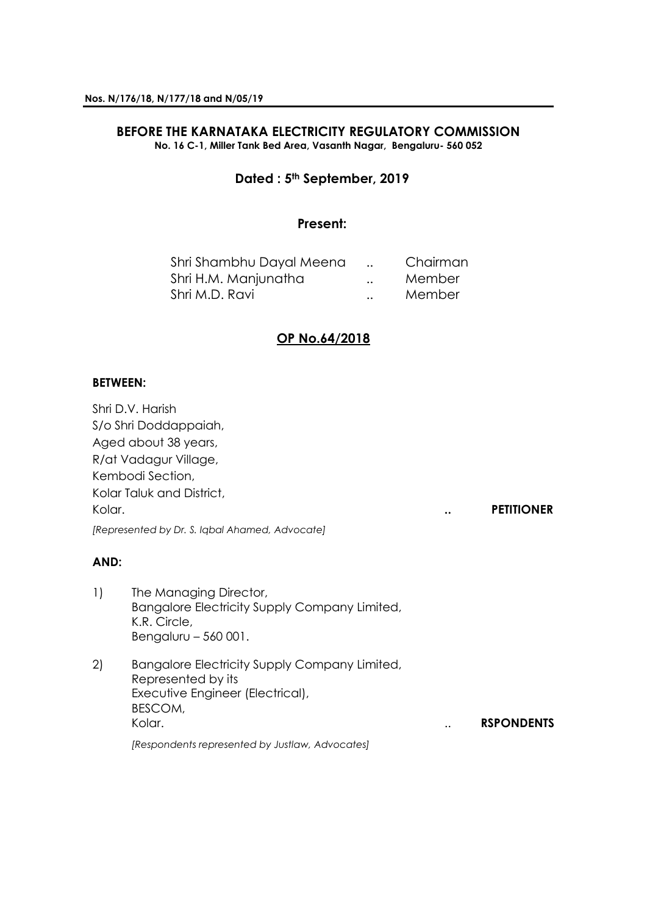**Nos. N/176/18, N/177/18 and N/05/19**

# BEFORE THE KARNATAKA ELECTRICITY REGULATORY COMMISSION

**No. 16 C-1, Miller Tank Bed Area, Vasanth Nagar, Bengaluru- 560 052**

**Dated : 5th September, 2019**

**Present:**

| | | |
|---|---|---|
| Shri Shambhu Dayal Meena | .. | Chairman |
| Shri H.M. Manjunatha | .. | Member |
| Shri M.D. Ravi | .. | Member |

## OP No.64/2018

**BETWEEN:**

Shri D.V. Harish
S/o Shri Doddappaiah,
Aged about 38 years,
R/at Vadagur Village,
Kembodi Section,
Kolar Taluk and District,
Kolar. .. **PETITIONER**

*[Represented by Dr. S. Iqbal Ahamed, Advocate]*

**AND:**

1) The Managing Director,
Bangalore Electricity Supply Company Limited,
K.R. Circle,
Bengaluru – 560 001.

2) Bangalore Electricity Supply Company Limited,
Represented by its
Executive Engineer (Electrical),
BESCOM,
Kolar. .. **RSPONDENTS**

*[Respondents represented by Justlaw, Advocates]*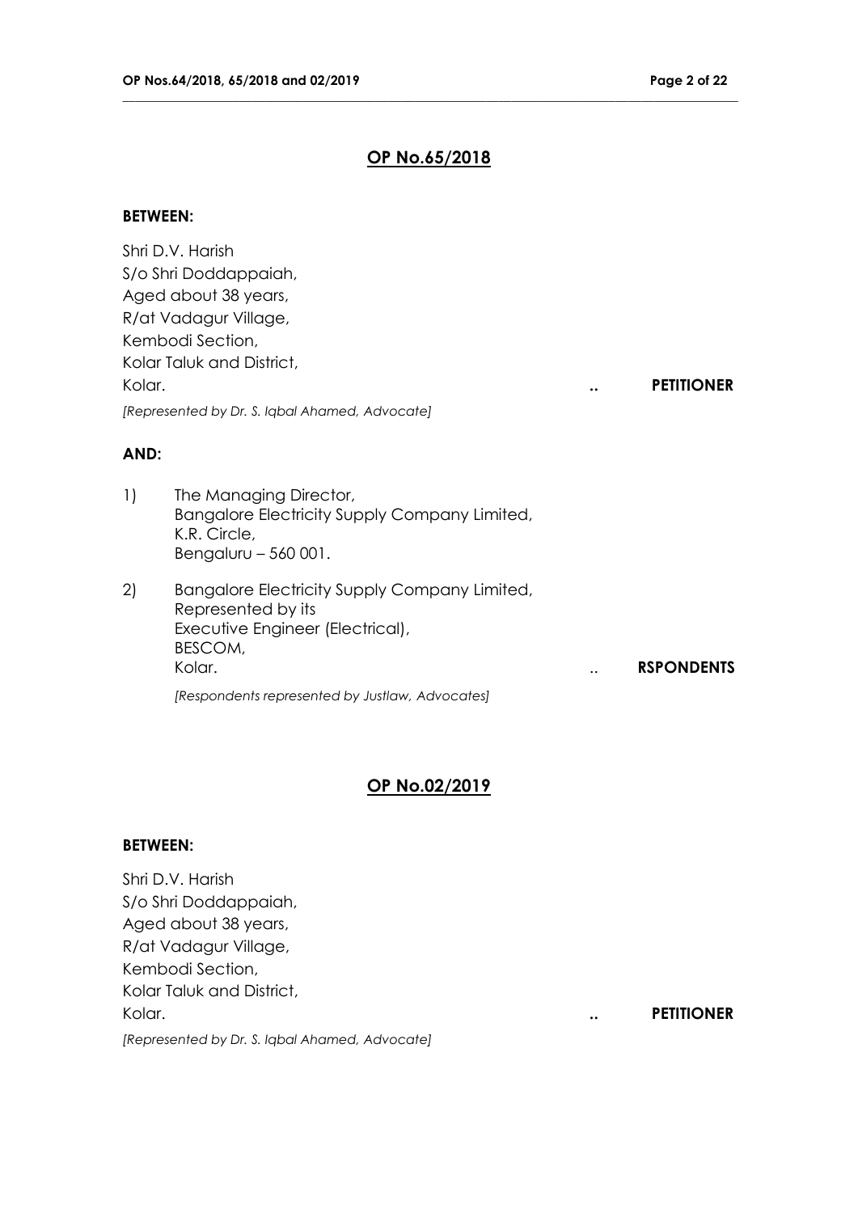## OP No.65/2018

**BETWEEN:**

Shri D.V. Harish
S/o Shri Doddappaiah,
Aged about 38 years,
R/at Vadagur Village,
Kembodi Section,
Kolar Taluk and District,
Kolar. .. **PETITIONER**

*[Represented by Dr. S. Iqbal Ahamed, Advocate]*

**AND:**

1) The Managing Director,
Bangalore Electricity Supply Company Limited,
K.R. Circle,
Bengaluru – 560 001.

2) Bangalore Electricity Supply Company Limited,
Represented by its
Executive Engineer (Electrical),
BESCOM,
Kolar. .. **RSPONDENTS**

*[Respondents represented by Justlaw, Advocates]*

## OP No.02/2019

**BETWEEN:**

Shri D.V. Harish
S/o Shri Doddappaiah,
Aged about 38 years,
R/at Vadagur Village,
Kembodi Section,
Kolar Taluk and District,
Kolar. .. **PETITIONER**

*[Represented by Dr. S. Iqbal Ahamed, Advocate]*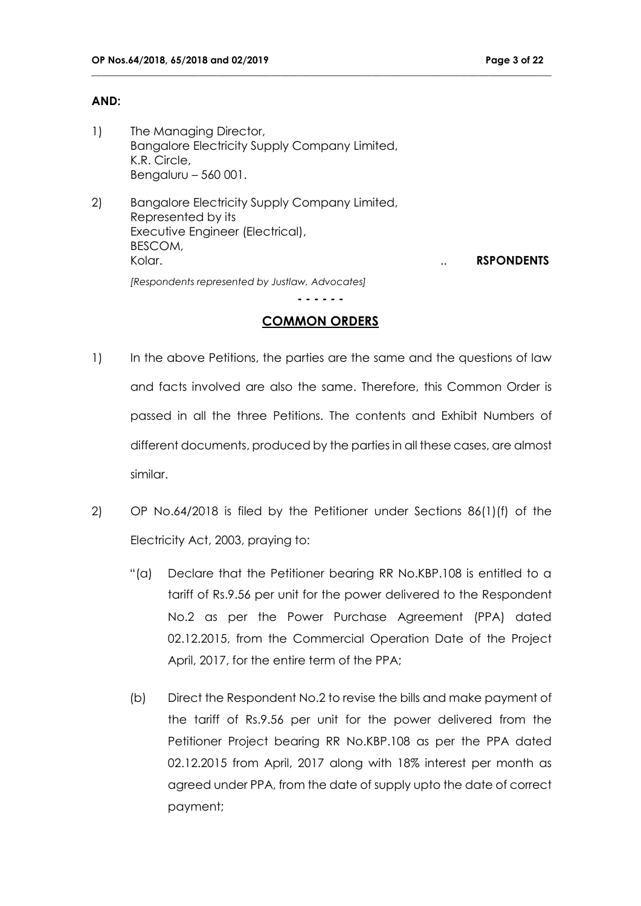**AND:**

1) The Managing Director,
Bangalore Electricity Supply Company Limited,
K.R. Circle,
Bengaluru – 560 001.

2) Bangalore Electricity Supply Company Limited,
Represented by its
Executive Engineer (Electrical),
BESCOM,
Kolar. .. **RSPONDENTS**

*[Respondents represented by Justlaw, Advocates]*

**- - - - - -**

## COMMON ORDERS

1) In the above Petitions, the parties are the same and the questions of law and facts involved are also the same. Therefore, this Common Order is passed in all the three Petitions. The contents and Exhibit Numbers of different documents, produced by the parties in all these cases, are almost similar.

2) OP No.64/2018 is filed by the Petitioner under Sections 86(1)(f) of the Electricity Act, 2003, praying to:

"(a) Declare that the Petitioner bearing RR No.KBP.108 is entitled to a tariff of Rs.9.56 per unit for the power delivered to the Respondent No.2 as per the Power Purchase Agreement (PPA) dated 02.12.2015, from the Commercial Operation Date of the Project April, 2017, for the entire term of the PPA;

(b) Direct the Respondent No.2 to revise the bills and make payment of the tariff of Rs.9.56 per unit for the power delivered from the Petitioner Project bearing RR No.KBP.108 as per the PPA dated 02.12.2015 from April, 2017 along with 18% interest per month as agreed under PPA, from the date of supply upto the date of correct payment;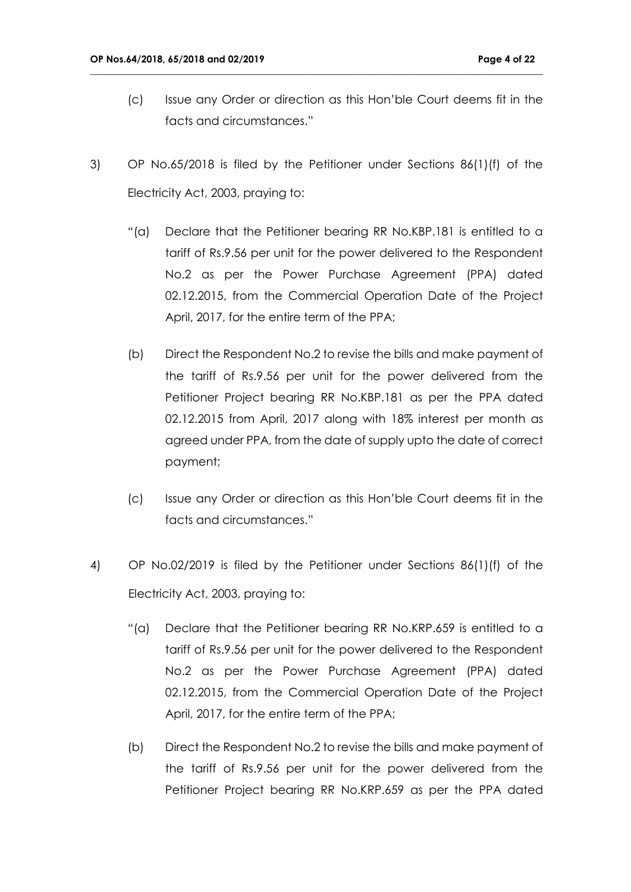(c) Issue any Order or direction as this Hon'ble Court deems fit in the facts and circumstances."

3) OP No.65/2018 is filed by the Petitioner under Sections 86(1)(f) of the Electricity Act, 2003, praying to:

"(a) Declare that the Petitioner bearing RR No.KBP.181 is entitled to a tariff of Rs.9.56 per unit for the power delivered to the Respondent No.2 as per the Power Purchase Agreement (PPA) dated 02.12.2015, from the Commercial Operation Date of the Project April, 2017, for the entire term of the PPA;

(b) Direct the Respondent No.2 to revise the bills and make payment of the tariff of Rs.9.56 per unit for the power delivered from the Petitioner Project bearing RR No.KBP.181 as per the PPA dated 02.12.2015 from April, 2017 along with 18% interest per month as agreed under PPA, from the date of supply upto the date of correct payment;

(c) Issue any Order or direction as this Hon'ble Court deems fit in the facts and circumstances."

4) OP No.02/2019 is filed by the Petitioner under Sections 86(1)(f) of the Electricity Act, 2003, praying to:

"(a) Declare that the Petitioner bearing RR No.KRP.659 is entitled to a tariff of Rs.9.56 per unit for the power delivered to the Respondent No.2 as per the Power Purchase Agreement (PPA) dated 02.12.2015, from the Commercial Operation Date of the Project April, 2017, for the entire term of the PPA;

(b) Direct the Respondent No.2 to revise the bills and make payment of the tariff of Rs.9.56 per unit for the power delivered from the Petitioner Project bearing RR No.KRP.659 as per the PPA dated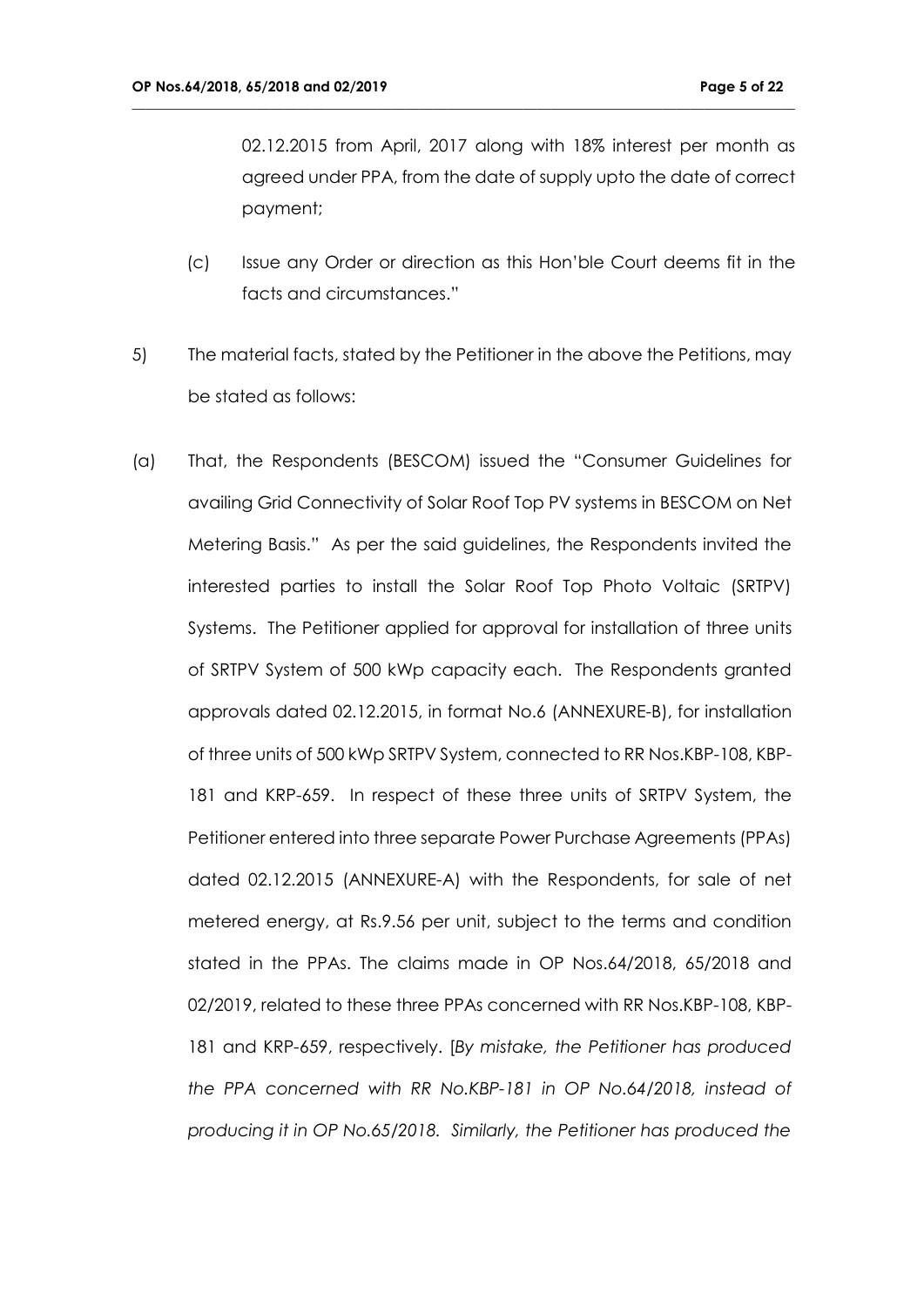02.12.2015 from April, 2017 along with 18% interest per month as agreed under PPA, from the date of supply upto the date of correct payment;

(c) Issue any Order or direction as this Hon'ble Court deems fit in the facts and circumstances."

5) The material facts, stated by the Petitioner in the above the Petitions, may be stated as follows:

(a) That, the Respondents (BESCOM) issued the "Consumer Guidelines for availing Grid Connectivity of Solar Roof Top PV systems in BESCOM on Net Metering Basis." As per the said guidelines, the Respondents invited the interested parties to install the Solar Roof Top Photo Voltaic (SRTPV) Systems. The Petitioner applied for approval for installation of three units of SRTPV System of 500 kWp capacity each. The Respondents granted approvals dated 02.12.2015, in format No.6 (ANNEXURE-B), for installation of three units of 500 kWp SRTPV System, connected to RR Nos.KBP-108, KBP-181 and KRP-659. In respect of these three units of SRTPV System, the Petitioner entered into three separate Power Purchase Agreements (PPAs) dated 02.12.2015 (ANNEXURE-A) with the Respondents, for sale of net metered energy, at Rs.9.56 per unit, subject to the terms and condition stated in the PPAs. The claims made in OP Nos.64/2018, 65/2018 and 02/2019, related to these three PPAs concerned with RR Nos.KBP-108, KBP-181 and KRP-659, respectively. [*By mistake, the Petitioner has produced the PPA concerned with RR No.KBP-181 in OP No.64/2018, instead of producing it in OP No.65/2018. Similarly, the Petitioner has produced the*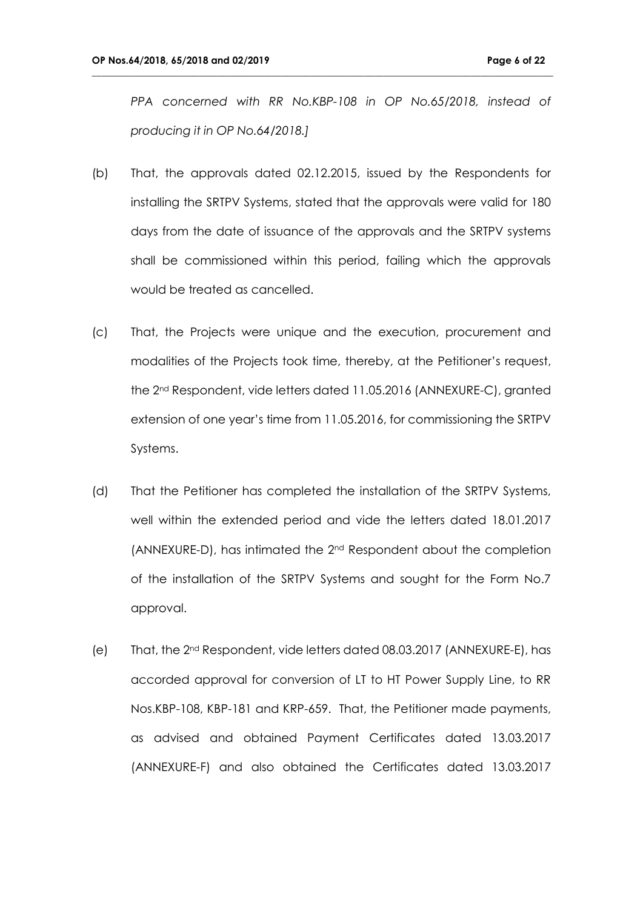*PPA concerned with RR No.KBP-108 in OP No.65/2018, instead of producing it in OP No.64/2018.]*

(b) That, the approvals dated 02.12.2015, issued by the Respondents for installing the SRTPV Systems, stated that the approvals were valid for 180 days from the date of issuance of the approvals and the SRTPV systems shall be commissioned within this period, failing which the approvals would be treated as cancelled.

(c) That, the Projects were unique and the execution, procurement and modalities of the Projects took time, thereby, at the Petitioner's request, the 2nd Respondent, vide letters dated 11.05.2016 (ANNEXURE-C), granted extension of one year's time from 11.05.2016, for commissioning the SRTPV Systems.

(d) That the Petitioner has completed the installation of the SRTPV Systems, well within the extended period and vide the letters dated 18.01.2017 (ANNEXURE-D), has intimated the 2nd Respondent about the completion of the installation of the SRTPV Systems and sought for the Form No.7 approval.

(e) That, the 2nd Respondent, vide letters dated 08.03.2017 (ANNEXURE-E), has accorded approval for conversion of LT to HT Power Supply Line, to RR Nos.KBP-108, KBP-181 and KRP-659. That, the Petitioner made payments, as advised and obtained Payment Certificates dated 13.03.2017 (ANNEXURE-F) and also obtained the Certificates dated 13.03.2017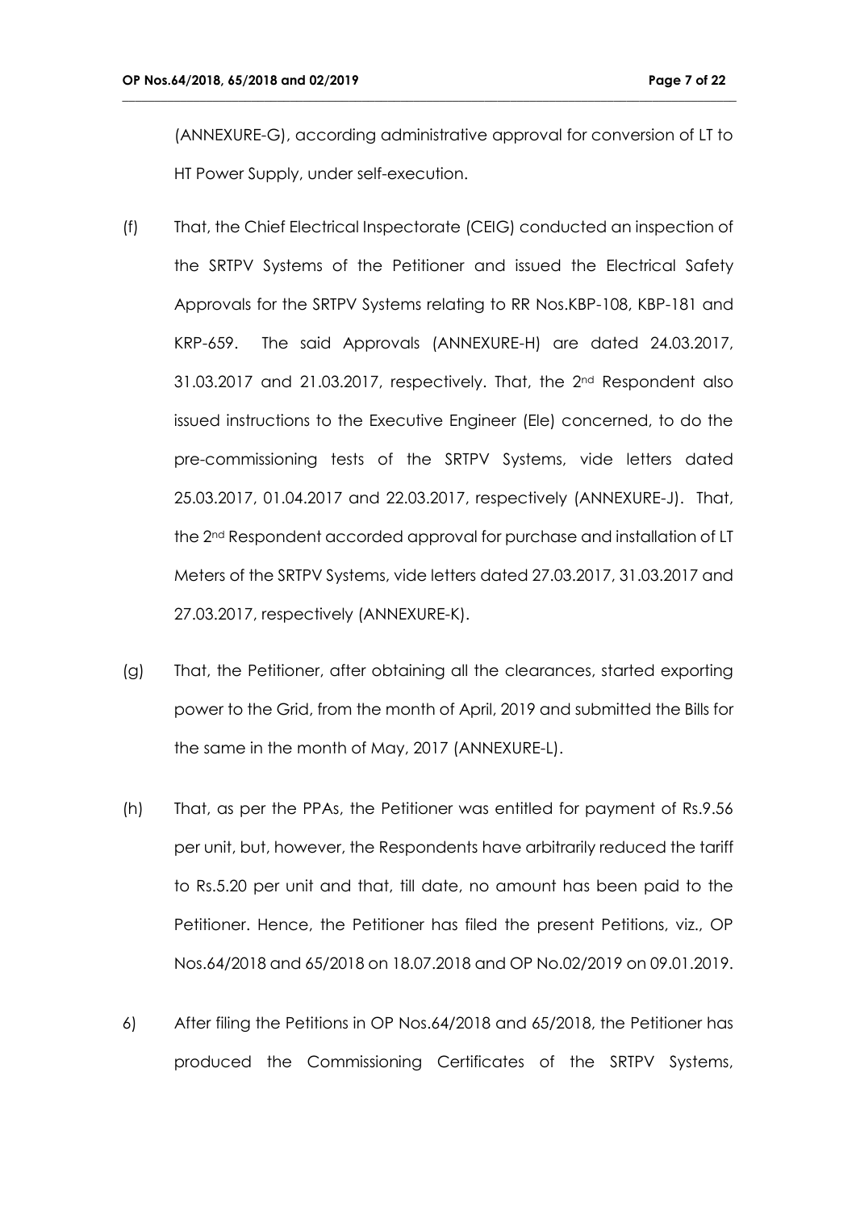(ANNEXURE-G), according administrative approval for conversion of LT to HT Power Supply, under self-execution.

(f) That, the Chief Electrical Inspectorate (CEIG) conducted an inspection of the SRTPV Systems of the Petitioner and issued the Electrical Safety Approvals for the SRTPV Systems relating to RR Nos.KBP-108, KBP-181 and KRP-659. The said Approvals (ANNEXURE-H) are dated 24.03.2017, 31.03.2017 and 21.03.2017, respectively. That, the 2nd Respondent also issued instructions to the Executive Engineer (Ele) concerned, to do the pre-commissioning tests of the SRTPV Systems, vide letters dated 25.03.2017, 01.04.2017 and 22.03.2017, respectively (ANNEXURE-J). That, the 2nd Respondent accorded approval for purchase and installation of LT Meters of the SRTPV Systems, vide letters dated 27.03.2017, 31.03.2017 and 27.03.2017, respectively (ANNEXURE-K).

(g) That, the Petitioner, after obtaining all the clearances, started exporting power to the Grid, from the month of April, 2019 and submitted the Bills for the same in the month of May, 2017 (ANNEXURE-L).

(h) That, as per the PPAs, the Petitioner was entitled for payment of Rs.9.56 per unit, but, however, the Respondents have arbitrarily reduced the tariff to Rs.5.20 per unit and that, till date, no amount has been paid to the Petitioner. Hence, the Petitioner has filed the present Petitions, viz., OP Nos.64/2018 and 65/2018 on 18.07.2018 and OP No.02/2019 on 09.01.2019.

6) After filing the Petitions in OP Nos.64/2018 and 65/2018, the Petitioner has produced the Commissioning Certificates of the SRTPV Systems,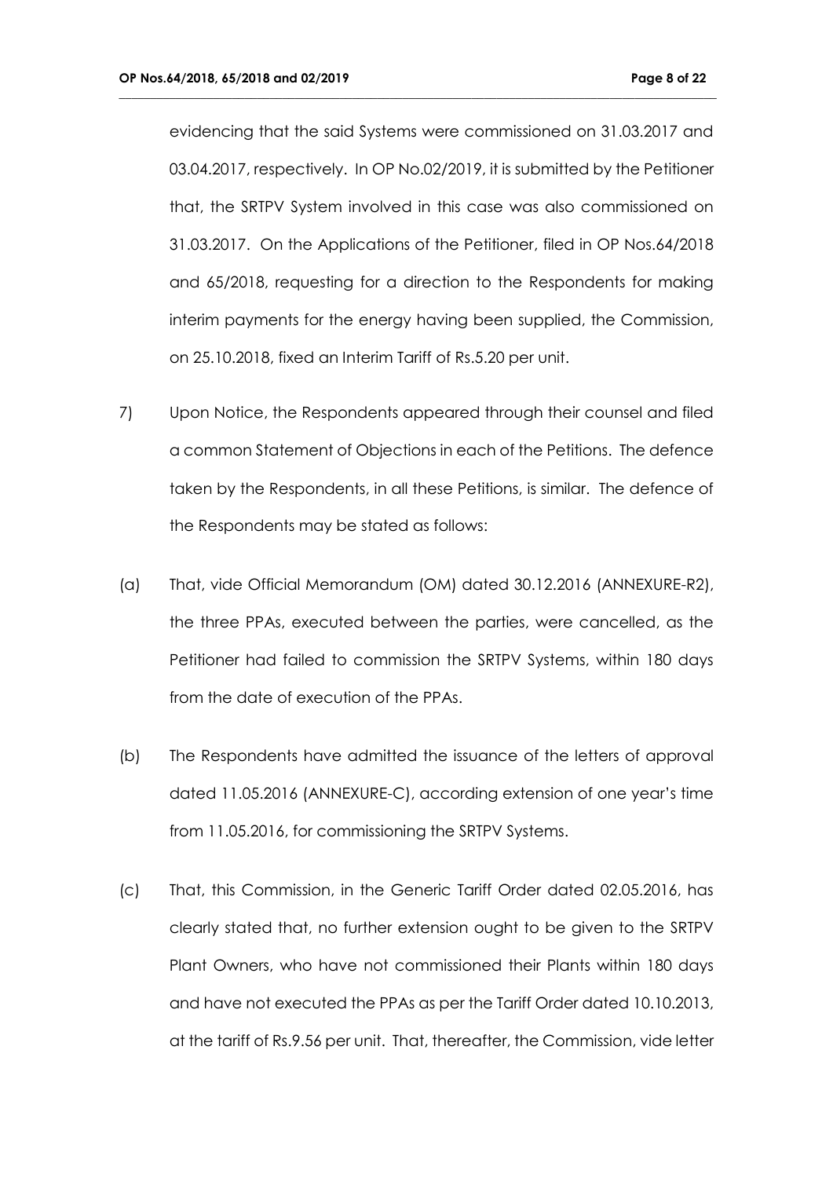evidencing that the said Systems were commissioned on 31.03.2017 and 03.04.2017, respectively. In OP No.02/2019, it is submitted by the Petitioner that, the SRTPV System involved in this case was also commissioned on 31.03.2017. On the Applications of the Petitioner, filed in OP Nos.64/2018 and 65/2018, requesting for a direction to the Respondents for making interim payments for the energy having been supplied, the Commission, on 25.10.2018, fixed an Interim Tariff of Rs.5.20 per unit.

7) Upon Notice, the Respondents appeared through their counsel and filed a common Statement of Objections in each of the Petitions. The defence taken by the Respondents, in all these Petitions, is similar. The defence of the Respondents may be stated as follows:

(a) That, vide Official Memorandum (OM) dated 30.12.2016 (ANNEXURE-R2), the three PPAs, executed between the parties, were cancelled, as the Petitioner had failed to commission the SRTPV Systems, within 180 days from the date of execution of the PPAs.

(b) The Respondents have admitted the issuance of the letters of approval dated 11.05.2016 (ANNEXURE-C), according extension of one year's time from 11.05.2016, for commissioning the SRTPV Systems.

(c) That, this Commission, in the Generic Tariff Order dated 02.05.2016, has clearly stated that, no further extension ought to be given to the SRTPV Plant Owners, who have not commissioned their Plants within 180 days and have not executed the PPAs as per the Tariff Order dated 10.10.2013, at the tariff of Rs.9.56 per unit. That, thereafter, the Commission, vide letter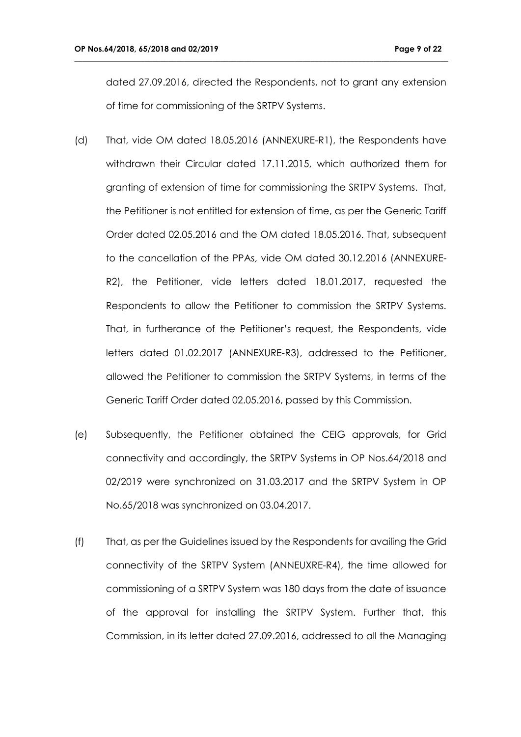dated 27.09.2016, directed the Respondents, not to grant any extension of time for commissioning of the SRTPV Systems.

(d) That, vide OM dated 18.05.2016 (ANNEXURE-R1), the Respondents have withdrawn their Circular dated 17.11.2015, which authorized them for granting of extension of time for commissioning the SRTPV Systems. That, the Petitioner is not entitled for extension of time, as per the Generic Tariff Order dated 02.05.2016 and the OM dated 18.05.2016. That, subsequent to the cancellation of the PPAs, vide OM dated 30.12.2016 (ANNEXURE-R2), the Petitioner, vide letters dated 18.01.2017, requested the Respondents to allow the Petitioner to commission the SRTPV Systems. That, in furtherance of the Petitioner's request, the Respondents, vide letters dated 01.02.2017 (ANNEXURE-R3), addressed to the Petitioner, allowed the Petitioner to commission the SRTPV Systems, in terms of the Generic Tariff Order dated 02.05.2016, passed by this Commission.

(e) Subsequently, the Petitioner obtained the CEIG approvals, for Grid connectivity and accordingly, the SRTPV Systems in OP Nos.64/2018 and 02/2019 were synchronized on 31.03.2017 and the SRTPV System in OP No.65/2018 was synchronized on 03.04.2017.

(f) That, as per the Guidelines issued by the Respondents for availing the Grid connectivity of the SRTPV System (ANNEUXRE-R4), the time allowed for commissioning of a SRTPV System was 180 days from the date of issuance of the approval for installing the SRTPV System. Further that, this Commission, in its letter dated 27.09.2016, addressed to all the Managing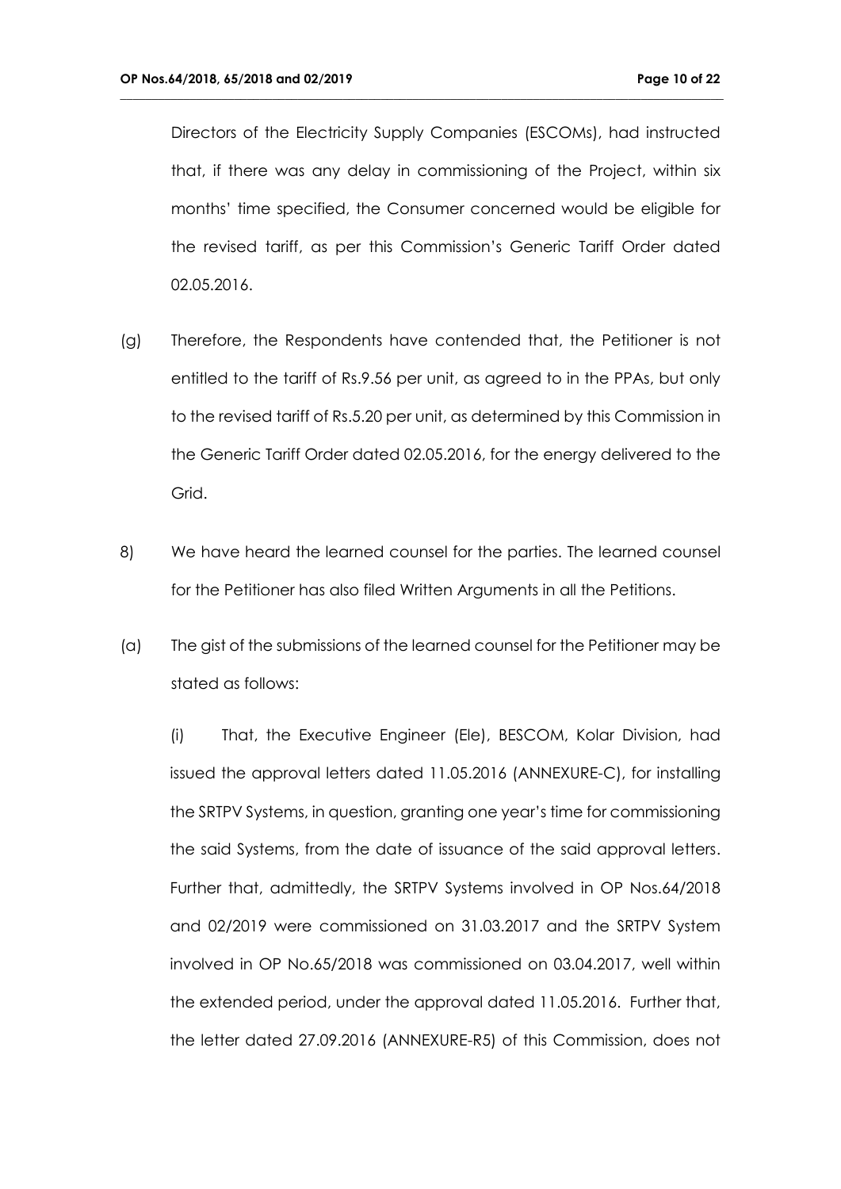Directors of the Electricity Supply Companies (ESCOMs), had instructed that, if there was any delay in commissioning of the Project, within six months' time specified, the Consumer concerned would be eligible for the revised tariff, as per this Commission's Generic Tariff Order dated 02.05.2016.

(g) Therefore, the Respondents have contended that, the Petitioner is not entitled to the tariff of Rs.9.56 per unit, as agreed to in the PPAs, but only to the revised tariff of Rs.5.20 per unit, as determined by this Commission in the Generic Tariff Order dated 02.05.2016, for the energy delivered to the Grid.

8) We have heard the learned counsel for the parties. The learned counsel for the Petitioner has also filed Written Arguments in all the Petitions.

(a) The gist of the submissions of the learned counsel for the Petitioner may be stated as follows:

(i) That, the Executive Engineer (Ele), BESCOM, Kolar Division, had issued the approval letters dated 11.05.2016 (ANNEXURE-C), for installing the SRTPV Systems, in question, granting one year's time for commissioning the said Systems, from the date of issuance of the said approval letters. Further that, admittedly, the SRTPV Systems involved in OP Nos.64/2018 and 02/2019 were commissioned on 31.03.2017 and the SRTPV System involved in OP No.65/2018 was commissioned on 03.04.2017, well within the extended period, under the approval dated 11.05.2016. Further that, the letter dated 27.09.2016 (ANNEXURE-R5) of this Commission, does not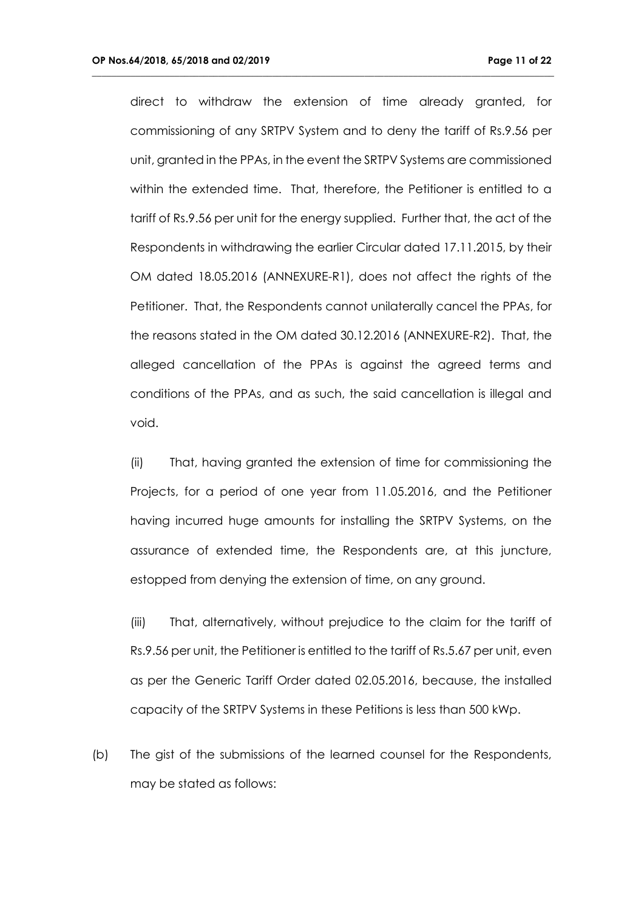direct to withdraw the extension of time already granted, for commissioning of any SRTPV System and to deny the tariff of Rs.9.56 per unit, granted in the PPAs, in the event the SRTPV Systems are commissioned within the extended time. That, therefore, the Petitioner is entitled to a tariff of Rs.9.56 per unit for the energy supplied. Further that, the act of the Respondents in withdrawing the earlier Circular dated 17.11.2015, by their OM dated 18.05.2016 (ANNEXURE-R1), does not affect the rights of the Petitioner. That, the Respondents cannot unilaterally cancel the PPAs, for the reasons stated in the OM dated 30.12.2016 (ANNEXURE-R2). That, the alleged cancellation of the PPAs is against the agreed terms and conditions of the PPAs, and as such, the said cancellation is illegal and void.

(ii) That, having granted the extension of time for commissioning the Projects, for a period of one year from 11.05.2016, and the Petitioner having incurred huge amounts for installing the SRTPV Systems, on the assurance of extended time, the Respondents are, at this juncture, estopped from denying the extension of time, on any ground.

(iii) That, alternatively, without prejudice to the claim for the tariff of Rs.9.56 per unit, the Petitioner is entitled to the tariff of Rs.5.67 per unit, even as per the Generic Tariff Order dated 02.05.2016, because, the installed capacity of the SRTPV Systems in these Petitions is less than 500 kWp.

(b) The gist of the submissions of the learned counsel for the Respondents, may be stated as follows: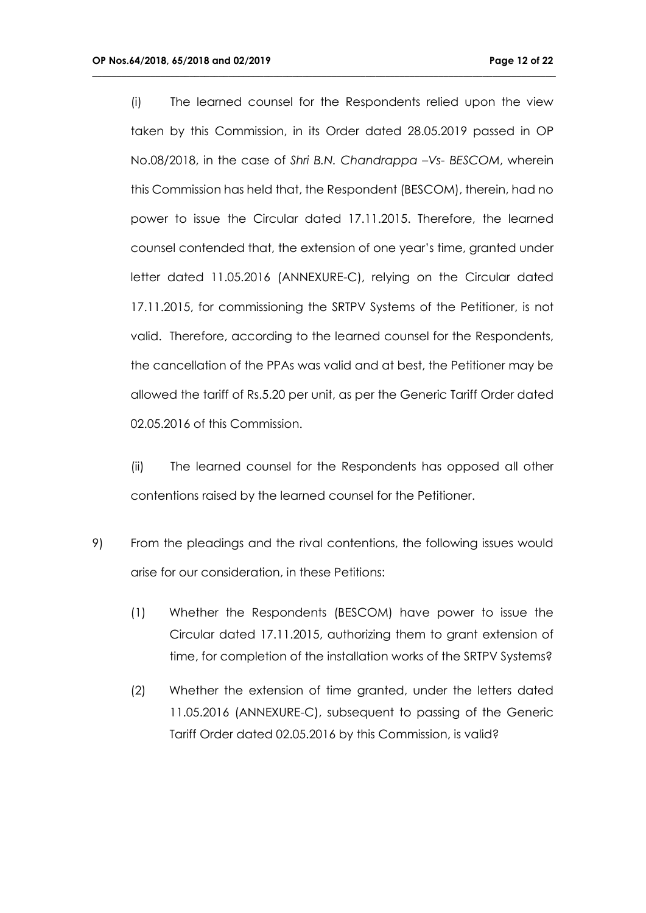(i) The learned counsel for the Respondents relied upon the view taken by this Commission, in its Order dated 28.05.2019 passed in OP No.08/2018, in the case of *Shri B.N. Chandrappa –Vs- BESCOM*, wherein this Commission has held that, the Respondent (BESCOM), therein, had no power to issue the Circular dated 17.11.2015. Therefore, the learned counsel contended that, the extension of one year's time, granted under letter dated 11.05.2016 (ANNEXURE-C), relying on the Circular dated 17.11.2015, for commissioning the SRTPV Systems of the Petitioner, is not valid. Therefore, according to the learned counsel for the Respondents, the cancellation of the PPAs was valid and at best, the Petitioner may be allowed the tariff of Rs.5.20 per unit, as per the Generic Tariff Order dated 02.05.2016 of this Commission.

(ii) The learned counsel for the Respondents has opposed all other contentions raised by the learned counsel for the Petitioner.

9) From the pleadings and the rival contentions, the following issues would arise for our consideration, in these Petitions:

(1) Whether the Respondents (BESCOM) have power to issue the Circular dated 17.11.2015, authorizing them to grant extension of time, for completion of the installation works of the SRTPV Systems?

(2) Whether the extension of time granted, under the letters dated 11.05.2016 (ANNEXURE-C), subsequent to passing of the Generic Tariff Order dated 02.05.2016 by this Commission, is valid?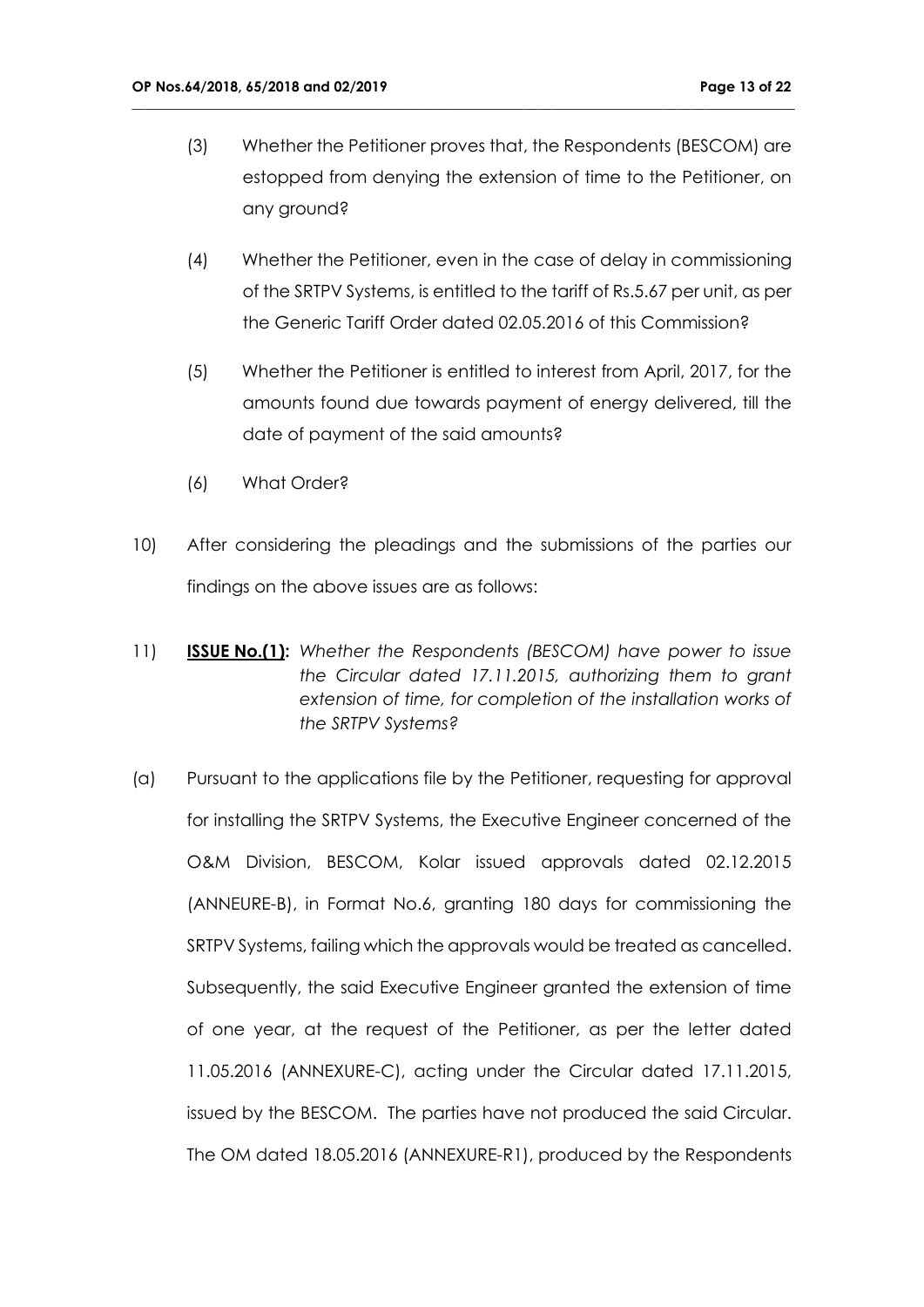(3) Whether the Petitioner proves that, the Respondents (BESCOM) are estopped from denying the extension of time to the Petitioner, on any ground?

(4) Whether the Petitioner, even in the case of delay in commissioning of the SRTPV Systems, is entitled to the tariff of Rs.5.67 per unit, as per the Generic Tariff Order dated 02.05.2016 of this Commission?

(5) Whether the Petitioner is entitled to interest from April, 2017, for the amounts found due towards payment of energy delivered, till the date of payment of the said amounts?

(6) What Order?

10) After considering the pleadings and the submissions of the parties our findings on the above issues are as follows:

11) **ISSUE No.(1):** *Whether the Respondents (BESCOM) have power to issue the Circular dated 17.11.2015, authorizing them to grant extension of time, for completion of the installation works of the SRTPV Systems?*

(a) Pursuant to the applications file by the Petitioner, requesting for approval for installing the SRTPV Systems, the Executive Engineer concerned of the O&M Division, BESCOM, Kolar issued approvals dated 02.12.2015 (ANNEURE-B), in Format No.6, granting 180 days for commissioning the SRTPV Systems, failing which the approvals would be treated as cancelled. Subsequently, the said Executive Engineer granted the extension of time of one year, at the request of the Petitioner, as per the letter dated 11.05.2016 (ANNEXURE-C), acting under the Circular dated 17.11.2015, issued by the BESCOM. The parties have not produced the said Circular. The OM dated 18.05.2016 (ANNEXURE-R1), produced by the Respondents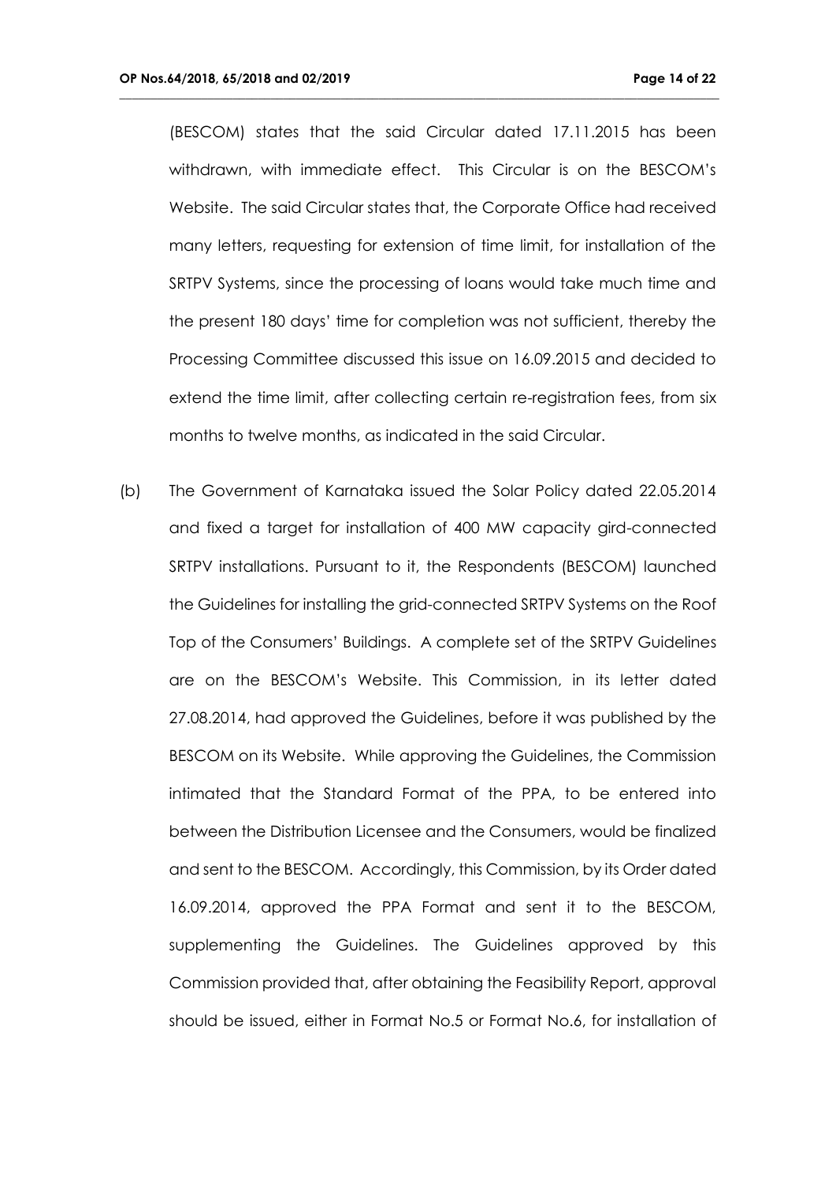(BESCOM) states that the said Circular dated 17.11.2015 has been withdrawn, with immediate effect. This Circular is on the BESCOM's Website. The said Circular states that, the Corporate Office had received many letters, requesting for extension of time limit, for installation of the SRTPV Systems, since the processing of loans would take much time and the present 180 days' time for completion was not sufficient, thereby the Processing Committee discussed this issue on 16.09.2015 and decided to extend the time limit, after collecting certain re-registration fees, from six months to twelve months, as indicated in the said Circular.

(b) The Government of Karnataka issued the Solar Policy dated 22.05.2014 and fixed a target for installation of 400 MW capacity gird-connected SRTPV installations. Pursuant to it, the Respondents (BESCOM) launched the Guidelines for installing the grid-connected SRTPV Systems on the Roof Top of the Consumers' Buildings. A complete set of the SRTPV Guidelines are on the BESCOM's Website. This Commission, in its letter dated 27.08.2014, had approved the Guidelines, before it was published by the BESCOM on its Website. While approving the Guidelines, the Commission intimated that the Standard Format of the PPA, to be entered into between the Distribution Licensee and the Consumers, would be finalized and sent to the BESCOM. Accordingly, this Commission, by its Order dated 16.09.2014, approved the PPA Format and sent it to the BESCOM, supplementing the Guidelines. The Guidelines approved by this Commission provided that, after obtaining the Feasibility Report, approval should be issued, either in Format No.5 or Format No.6, for installation of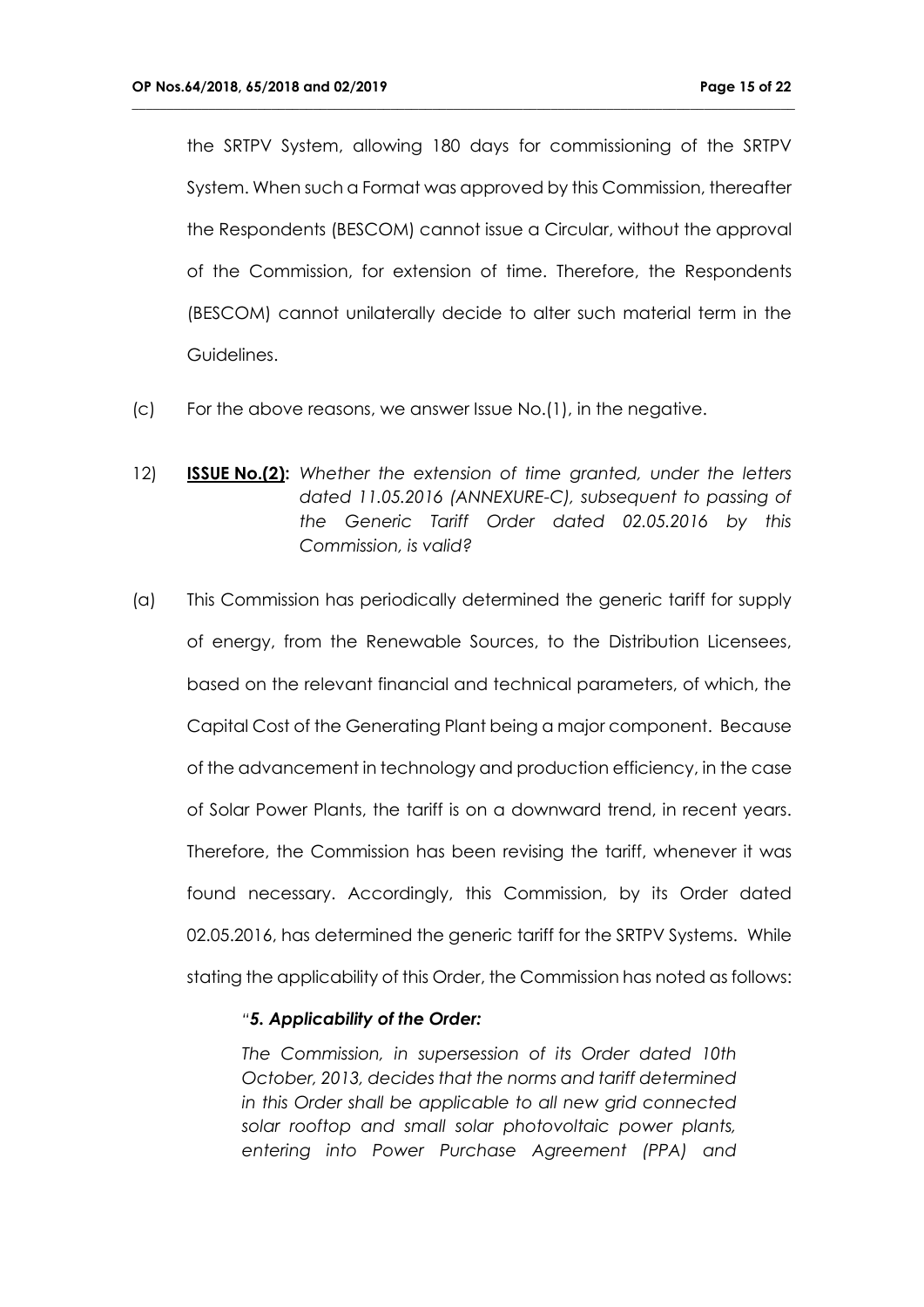the SRTPV System, allowing 180 days for commissioning of the SRTPV System. When such a Format was approved by this Commission, thereafter the Respondents (BESCOM) cannot issue a Circular, without the approval of the Commission, for extension of time. Therefore, the Respondents (BESCOM) cannot unilaterally decide to alter such material term in the Guidelines.

(c) For the above reasons, we answer Issue No.(1), in the negative.

12) **ISSUE No.(2):** *Whether the extension of time granted, under the letters dated 11.05.2016 (ANNEXURE-C), subsequent to passing of the Generic Tariff Order dated 02.05.2016 by this Commission, is valid?*

(a) This Commission has periodically determined the generic tariff for supply of energy, from the Renewable Sources, to the Distribution Licensees, based on the relevant financial and technical parameters, of which, the Capital Cost of the Generating Plant being a major component. Because of the advancement in technology and production efficiency, in the case of Solar Power Plants, the tariff is on a downward trend, in recent years. Therefore, the Commission has been revising the tariff, whenever it was found necessary. Accordingly, this Commission, by its Order dated 02.05.2016, has determined the generic tariff for the SRTPV Systems. While stating the applicability of this Order, the Commission has noted as follows:

> "***5. Applicability of the Order:***
>
> *The Commission, in supersession of its Order dated 10th October, 2013, decides that the norms and tariff determined in this Order shall be applicable to all new grid connected solar rooftop and small solar photovoltaic power plants, entering into Power Purchase Agreement (PPA) and*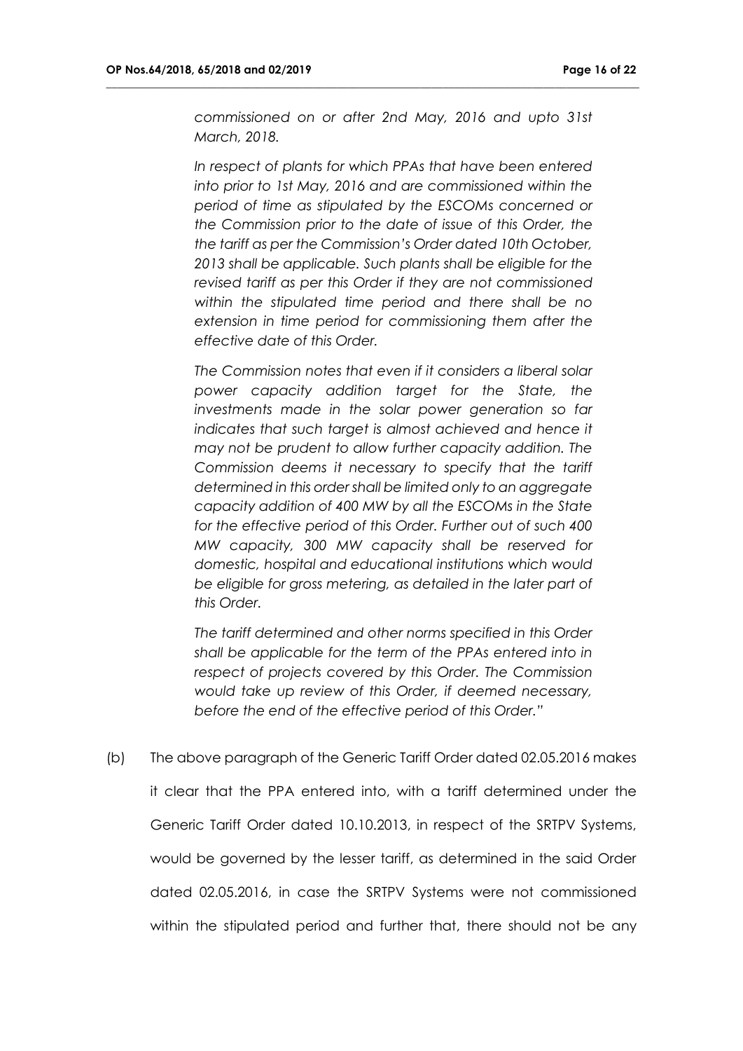*commissioned on or after 2nd May, 2016 and upto 31st March, 2018.*

*In respect of plants for which PPAs that have been entered into prior to 1st May, 2016 and are commissioned within the period of time as stipulated by the ESCOMs concerned or the Commission prior to the date of issue of this Order, the the tariff as per the Commission's Order dated 10th October, 2013 shall be applicable. Such plants shall be eligible for the revised tariff as per this Order if they are not commissioned within the stipulated time period and there shall be no extension in time period for commissioning them after the effective date of this Order.*

*The Commission notes that even if it considers a liberal solar power capacity addition target for the State, the investments made in the solar power generation so far indicates that such target is almost achieved and hence it may not be prudent to allow further capacity addition. The Commission deems it necessary to specify that the tariff determined in this order shall be limited only to an aggregate capacity addition of 400 MW by all the ESCOMs in the State for the effective period of this Order. Further out of such 400 MW capacity, 300 MW capacity shall be reserved for domestic, hospital and educational institutions which would be eligible for gross metering, as detailed in the later part of this Order.*

*The tariff determined and other norms specified in this Order shall be applicable for the term of the PPAs entered into in respect of projects covered by this Order. The Commission would take up review of this Order, if deemed necessary, before the end of the effective period of this Order."*

(b) The above paragraph of the Generic Tariff Order dated 02.05.2016 makes it clear that the PPA entered into, with a tariff determined under the Generic Tariff Order dated 10.10.2013, in respect of the SRTPV Systems, would be governed by the lesser tariff, as determined in the said Order dated 02.05.2016, in case the SRTPV Systems were not commissioned within the stipulated period and further that, there should not be any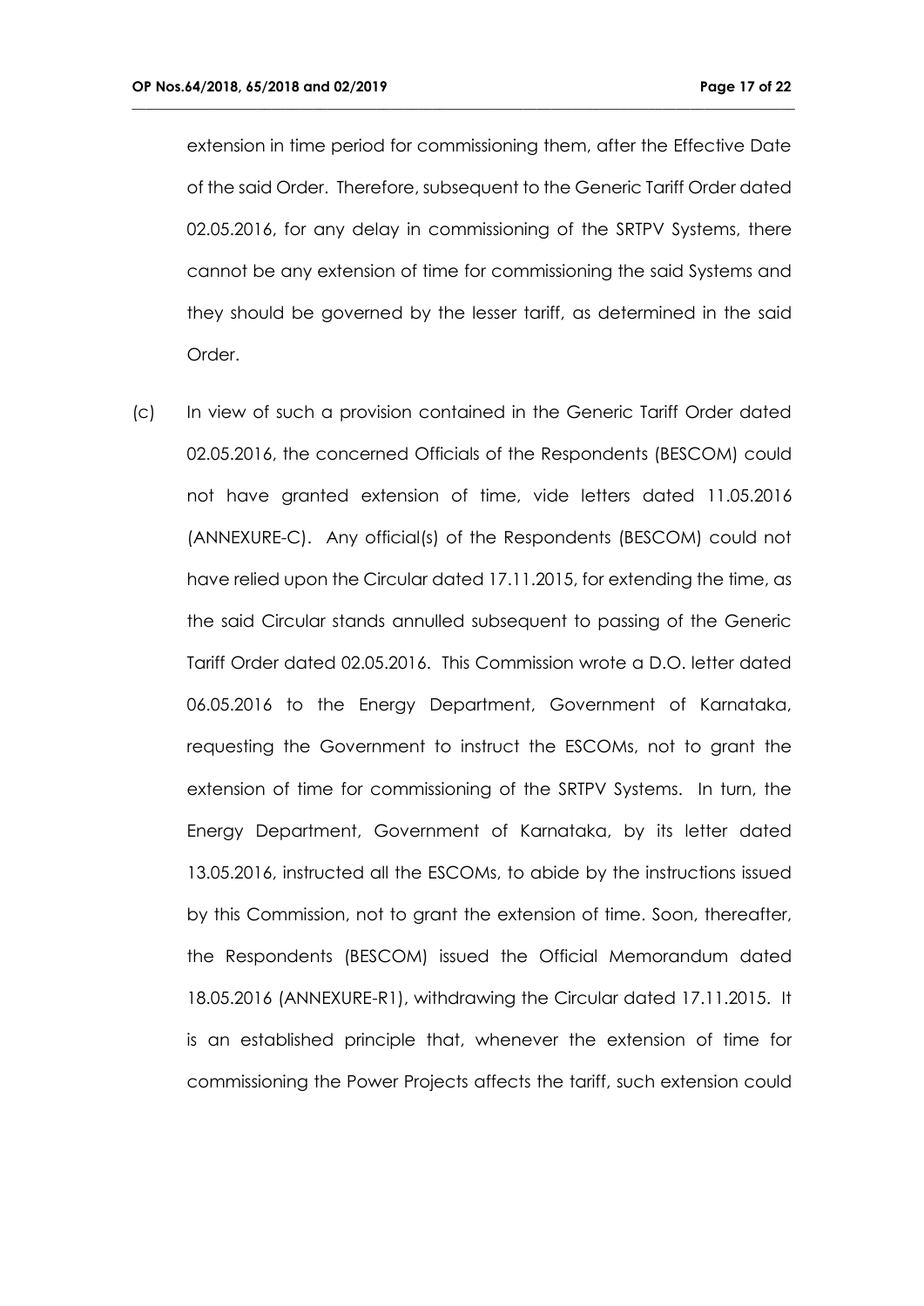extension in time period for commissioning them, after the Effective Date of the said Order. Therefore, subsequent to the Generic Tariff Order dated 02.05.2016, for any delay in commissioning of the SRTPV Systems, there cannot be any extension of time for commissioning the said Systems and they should be governed by the lesser tariff, as determined in the said Order.

(c) In view of such a provision contained in the Generic Tariff Order dated 02.05.2016, the concerned Officials of the Respondents (BESCOM) could not have granted extension of time, vide letters dated 11.05.2016 (ANNEXURE-C). Any official(s) of the Respondents (BESCOM) could not have relied upon the Circular dated 17.11.2015, for extending the time, as the said Circular stands annulled subsequent to passing of the Generic Tariff Order dated 02.05.2016. This Commission wrote a D.O. letter dated 06.05.2016 to the Energy Department, Government of Karnataka, requesting the Government to instruct the ESCOMs, not to grant the extension of time for commissioning of the SRTPV Systems. In turn, the Energy Department, Government of Karnataka, by its letter dated 13.05.2016, instructed all the ESCOMs, to abide by the instructions issued by this Commission, not to grant the extension of time. Soon, thereafter, the Respondents (BESCOM) issued the Official Memorandum dated 18.05.2016 (ANNEXURE-R1), withdrawing the Circular dated 17.11.2015. It is an established principle that, whenever the extension of time for commissioning the Power Projects affects the tariff, such extension could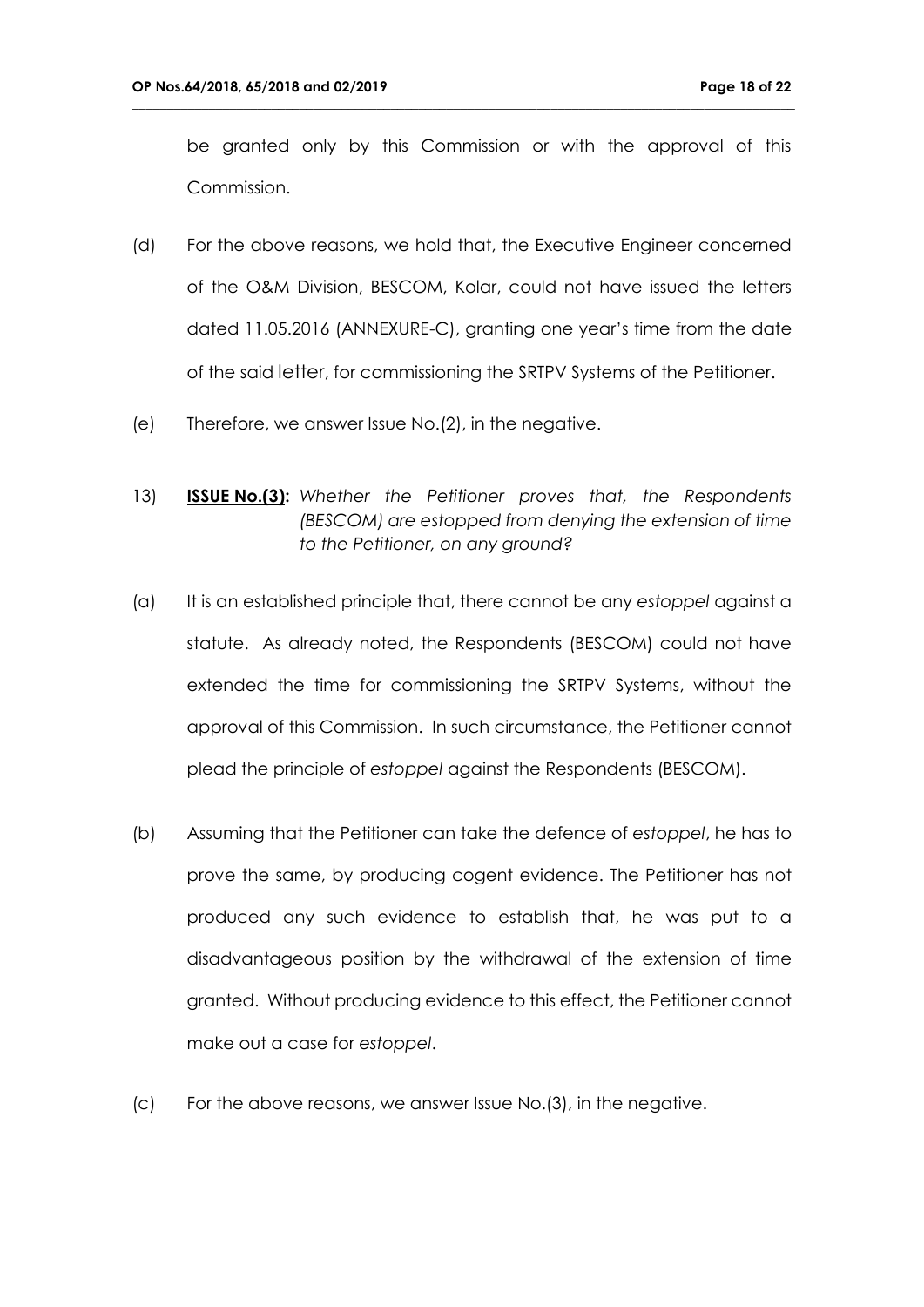be granted only by this Commission or with the approval of this Commission.

(d) For the above reasons, we hold that, the Executive Engineer concerned of the O&M Division, BESCOM, Kolar, could not have issued the letters dated 11.05.2016 (ANNEXURE-C), granting one year's time from the date of the said letter, for commissioning the SRTPV Systems of the Petitioner.

(e) Therefore, we answer Issue No.(2), in the negative.

13) **ISSUE No.(3):** *Whether the Petitioner proves that, the Respondents (BESCOM) are estopped from denying the extension of time to the Petitioner, on any ground?*

(a) It is an established principle that, there cannot be any *estoppel* against a statute. As already noted, the Respondents (BESCOM) could not have extended the time for commissioning the SRTPV Systems, without the approval of this Commission. In such circumstance, the Petitioner cannot plead the principle of *estoppel* against the Respondents (BESCOM).

(b) Assuming that the Petitioner can take the defence of *estoppel*, he has to prove the same, by producing cogent evidence. The Petitioner has not produced any such evidence to establish that, he was put to a disadvantageous position by the withdrawal of the extension of time granted. Without producing evidence to this effect, the Petitioner cannot make out a case for *estoppel*.

(c) For the above reasons, we answer Issue No.(3), in the negative.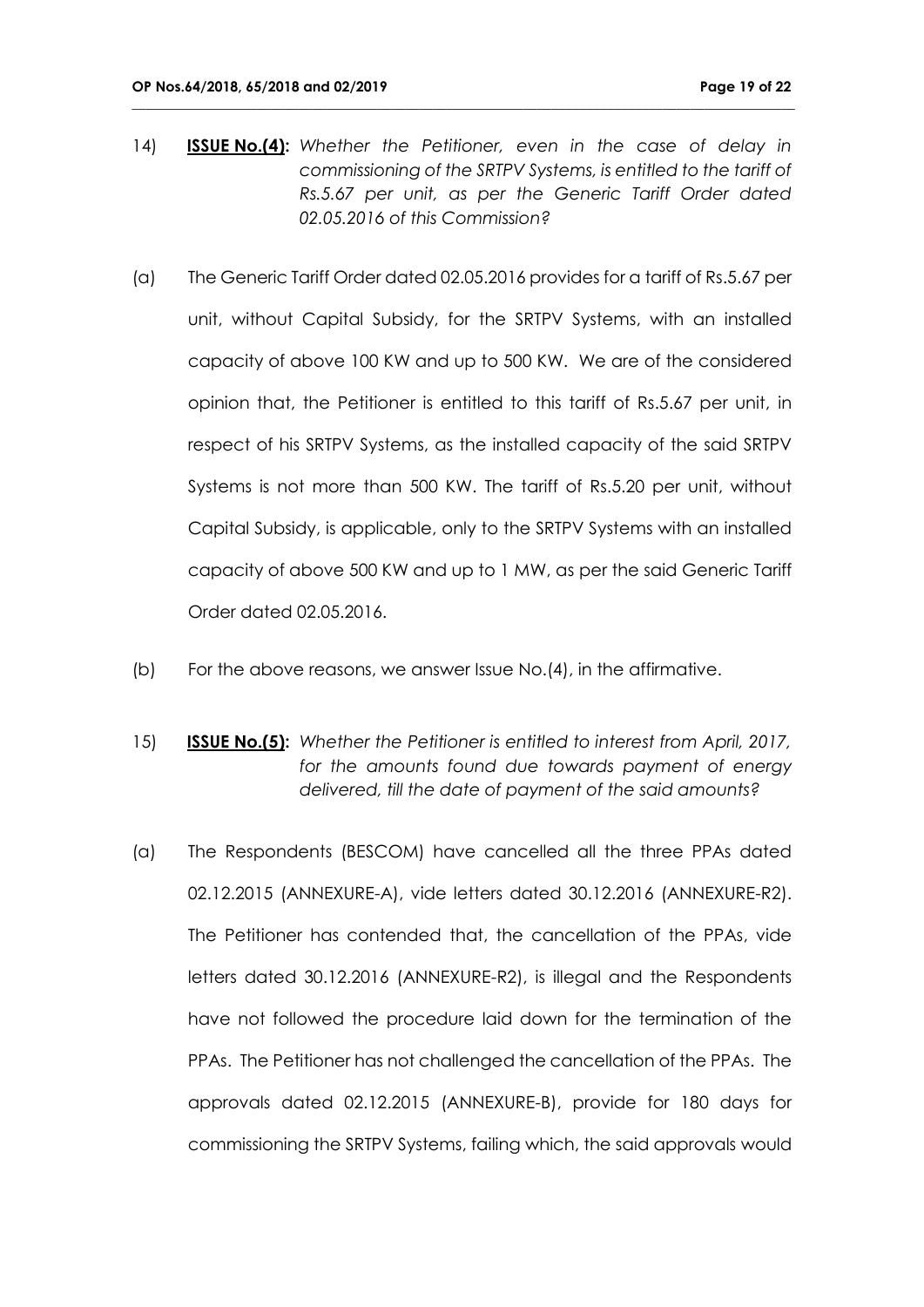14) **ISSUE No.(4):** *Whether the Petitioner, even in the case of delay in commissioning of the SRTPV Systems, is entitled to the tariff of Rs.5.67 per unit, as per the Generic Tariff Order dated 02.05.2016 of this Commission?*

(a) The Generic Tariff Order dated 02.05.2016 provides for a tariff of Rs.5.67 per unit, without Capital Subsidy, for the SRTPV Systems, with an installed capacity of above 100 KW and up to 500 KW. We are of the considered opinion that, the Petitioner is entitled to this tariff of Rs.5.67 per unit, in respect of his SRTPV Systems, as the installed capacity of the said SRTPV Systems is not more than 500 KW. The tariff of Rs.5.20 per unit, without Capital Subsidy, is applicable, only to the SRTPV Systems with an installed capacity of above 500 KW and up to 1 MW, as per the said Generic Tariff Order dated 02.05.2016.

(b) For the above reasons, we answer Issue No.(4), in the affirmative.

15) **ISSUE No.(5):** *Whether the Petitioner is entitled to interest from April, 2017, for the amounts found due towards payment of energy delivered, till the date of payment of the said amounts?*

(a) The Respondents (BESCOM) have cancelled all the three PPAs dated 02.12.2015 (ANNEXURE-A), vide letters dated 30.12.2016 (ANNEXURE-R2). The Petitioner has contended that, the cancellation of the PPAs, vide letters dated 30.12.2016 (ANNEXURE-R2), is illegal and the Respondents have not followed the procedure laid down for the termination of the PPAs. The Petitioner has not challenged the cancellation of the PPAs. The approvals dated 02.12.2015 (ANNEXURE-B), provide for 180 days for commissioning the SRTPV Systems, failing which, the said approvals would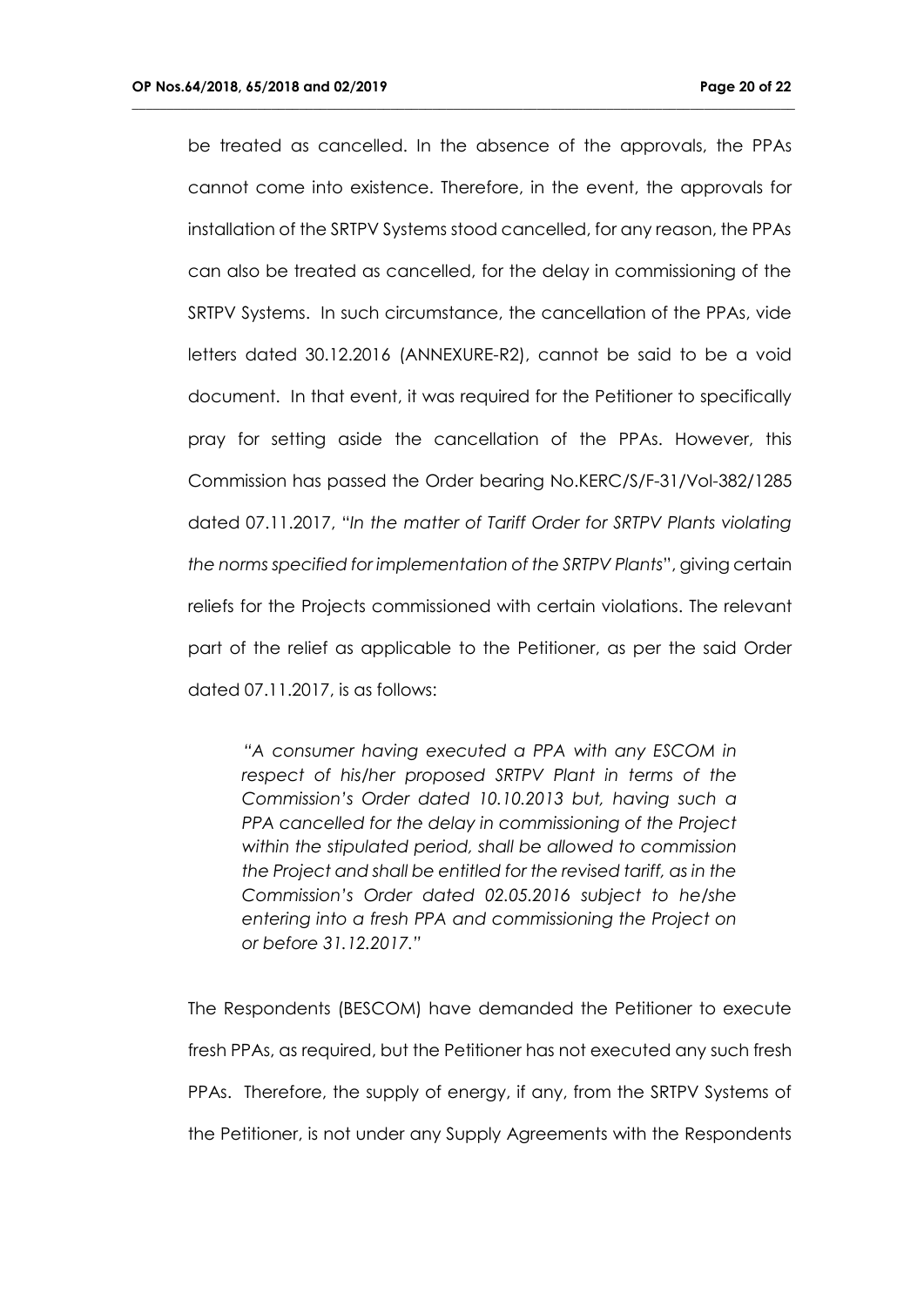be treated as cancelled. In the absence of the approvals, the PPAs cannot come into existence. Therefore, in the event, the approvals for installation of the SRTPV Systems stood cancelled, for any reason, the PPAs can also be treated as cancelled, for the delay in commissioning of the SRTPV Systems. In such circumstance, the cancellation of the PPAs, vide letters dated 30.12.2016 (ANNEXURE-R2), cannot be said to be a void document. In that event, it was required for the Petitioner to specifically pray for setting aside the cancellation of the PPAs. However, this Commission has passed the Order bearing No.KERC/S/F-31/Vol-382/1285 dated 07.11.2017, "*In the matter of Tariff Order for SRTPV Plants violating the norms specified for implementation of the SRTPV Plants*", giving certain reliefs for the Projects commissioned with certain violations. The relevant part of the relief as applicable to the Petitioner, as per the said Order dated 07.11.2017, is as follows:

> *"A consumer having executed a PPA with any ESCOM in respect of his/her proposed SRTPV Plant in terms of the Commission's Order dated 10.10.2013 but, having such a PPA cancelled for the delay in commissioning of the Project within the stipulated period, shall be allowed to commission the Project and shall be entitled for the revised tariff, as in the Commission's Order dated 02.05.2016 subject to he/she entering into a fresh PPA and commissioning the Project on or before 31.12.2017."*

The Respondents (BESCOM) have demanded the Petitioner to execute fresh PPAs, as required, but the Petitioner has not executed any such fresh PPAs. Therefore, the supply of energy, if any, from the SRTPV Systems of the Petitioner, is not under any Supply Agreements with the Respondents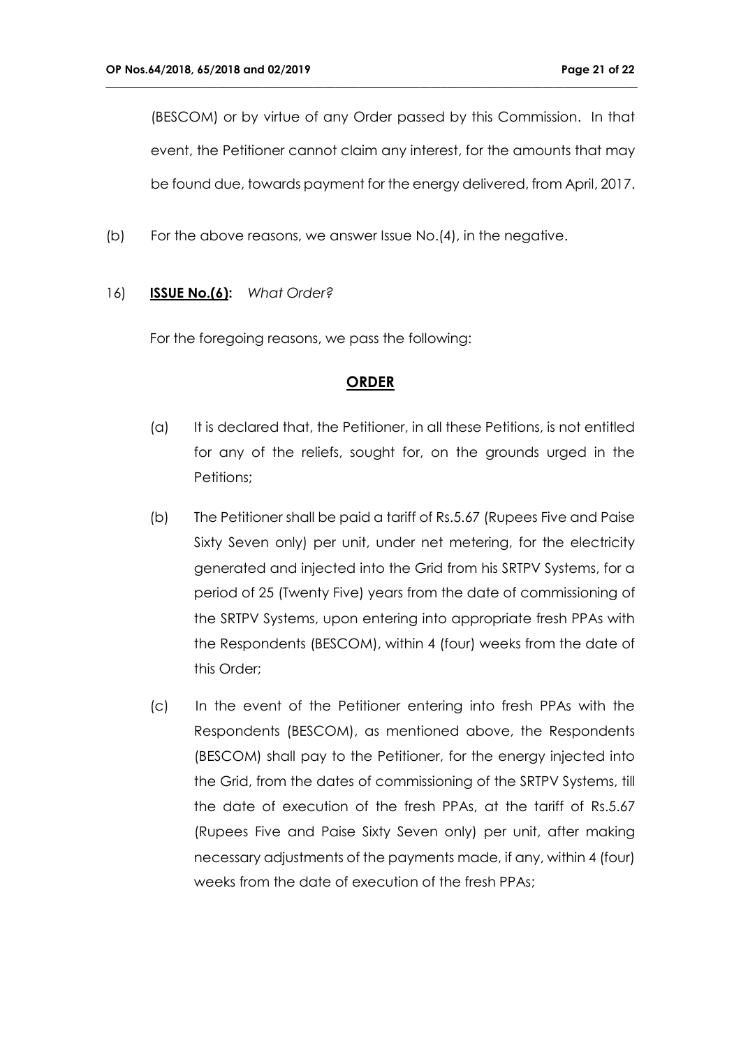(BESCOM) or by virtue of any Order passed by this Commission. In that event, the Petitioner cannot claim any interest, for the amounts that may be found due, towards payment for the energy delivered, from April, 2017.

(b) For the above reasons, we answer Issue No.(4), in the negative.

16) **ISSUE No.(6):** *What Order?*

For the foregoing reasons, we pass the following:

**ORDER**

(a) It is declared that, the Petitioner, in all these Petitions, is not entitled for any of the reliefs, sought for, on the grounds urged in the Petitions;

(b) The Petitioner shall be paid a tariff of Rs.5.67 (Rupees Five and Paise Sixty Seven only) per unit, under net metering, for the electricity generated and injected into the Grid from his SRTPV Systems, for a period of 25 (Twenty Five) years from the date of commissioning of the SRTPV Systems, upon entering into appropriate fresh PPAs with the Respondents (BESCOM), within 4 (four) weeks from the date of this Order;

(c) In the event of the Petitioner entering into fresh PPAs with the Respondents (BESCOM), as mentioned above, the Respondents (BESCOM) shall pay to the Petitioner, for the energy injected into the Grid, from the dates of commissioning of the SRTPV Systems, till the date of execution of the fresh PPAs, at the tariff of Rs.5.67 (Rupees Five and Paise Sixty Seven only) per unit, after making necessary adjustments of the payments made, if any, within 4 (four) weeks from the date of execution of the fresh PPAs;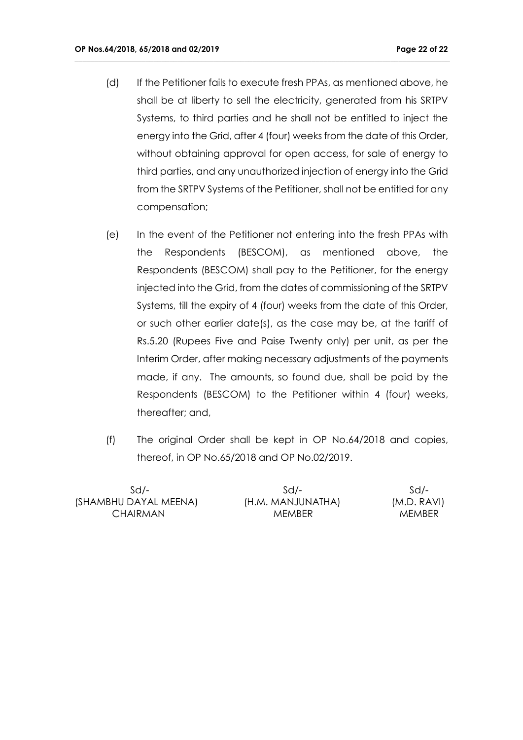(d) If the Petitioner fails to execute fresh PPAs, as mentioned above, he shall be at liberty to sell the electricity, generated from his SRTPV Systems, to third parties and he shall not be entitled to inject the energy into the Grid, after 4 (four) weeks from the date of this Order, without obtaining approval for open access, for sale of energy to third parties, and any unauthorized injection of energy into the Grid from the SRTPV Systems of the Petitioner, shall not be entitled for any compensation;

(e) In the event of the Petitioner not entering into the fresh PPAs with the Respondents (BESCOM), as mentioned above, the Respondents (BESCOM) shall pay to the Petitioner, for the energy injected into the Grid, from the dates of commissioning of the SRTPV Systems, till the expiry of 4 (four) weeks from the date of this Order, or such other earlier date(s), as the case may be, at the tariff of Rs.5.20 (Rupees Five and Paise Twenty only) per unit, as per the Interim Order, after making necessary adjustments of the payments made, if any. The amounts, so found due, shall be paid by the Respondents (BESCOM) to the Petitioner within 4 (four) weeks, thereafter; and,

(f) The original Order shall be kept in OP No.64/2018 and copies, thereof, in OP No.65/2018 and OP No.02/2019.

| | | |
|---|---|---|
| Sd/- | Sd/- | Sd/- |
| (SHAMBHU DAYAL MEENA) | (H.M. MANJUNATHA) | (M.D. RAVI) |
| CHAIRMAN | MEMBER | MEMBER |